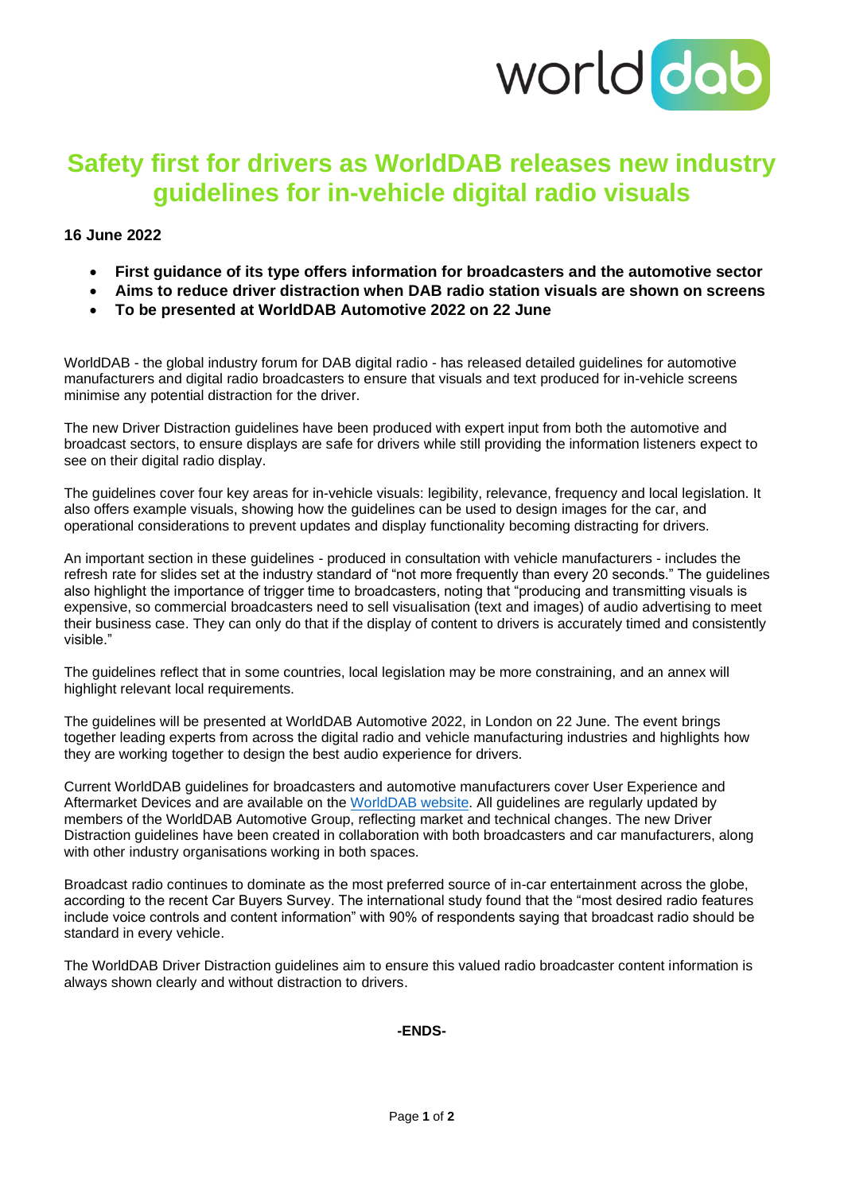# Safety first for drivers as WorldDAB releases new industry guidelines for in-vehicle digital radio visuals

**16 June 2022**

- **First guidance of its type offers information for broadcasters and the automotive sector**
- **Aims to reduce driver distraction when DAB radio station visuals are shown on screens**
- **To be presented at WorldDAB Automotive 2022 on 22 June**

WorldDAB - the global industry forum for DAB digital radio - has released detailed guidelines for automotive manufacturers and digital radio broadcasters to ensure that visuals and text produced for in-vehicle screens minimise any potential distraction for the driver.

The new Driver Distraction guidelines have been produced with expert input from both the automotive and broadcast sectors, to ensure displays are safe for drivers while still providing the information listeners expect to see on their digital radio display.

The guidelines cover four key areas for in-vehicle visuals: legibility, relevance, frequency and local legislation. It also offers example visuals, showing how the guidelines can be used to design images for the car, and operational considerations to prevent updates and display functionality becoming distracting for drivers.

An important section in these guidelines - produced in consultation with vehicle manufacturers - includes the refresh rate for slides set at the industry standard of "not more frequently than every 20 seconds." The guidelines also highlight the importance of trigger time to broadcasters, noting that "producing and transmitting visuals is expensive, so commercial broadcasters need to sell visualisation (text and images) of audio advertising to meet their business case. They can only do that if the display of content to drivers is accurately timed and consistently visible."

The guidelines reflect that in some countries, local legislation may be more constraining, and an annex will highlight relevant local requirements.

The guidelines will be presented at WorldDAB Automotive 2022, in London on 22 June. The event brings together leading experts from across the digital radio and vehicle manufacturing industries and highlights how they are working together to design the best audio experience for drivers.

Current WorldDAB guidelines for broadcasters and automotive manufacturers cover User Experience and Aftermarket Devices and are available on the [WorldDAB website](). All guidelines are regularly updated by members of the WorldDAB Automotive Group, reflecting market and technical changes. The new Driver Distraction guidelines have been created in collaboration with both broadcasters and car manufacturers, along with other industry organisations working in both spaces.

Broadcast radio continues to dominate as the most preferred source of in-car entertainment across the globe, according to the recent Car Buyers Survey. The international study found that the "most desired radio features include voice controls and content information" with 90% of respondents saying that broadcast radio should be standard in every vehicle.

The WorldDAB Driver Distraction guidelines aim to ensure this valued radio broadcaster content information is always shown clearly and without distraction to drivers.

**-ENDS-**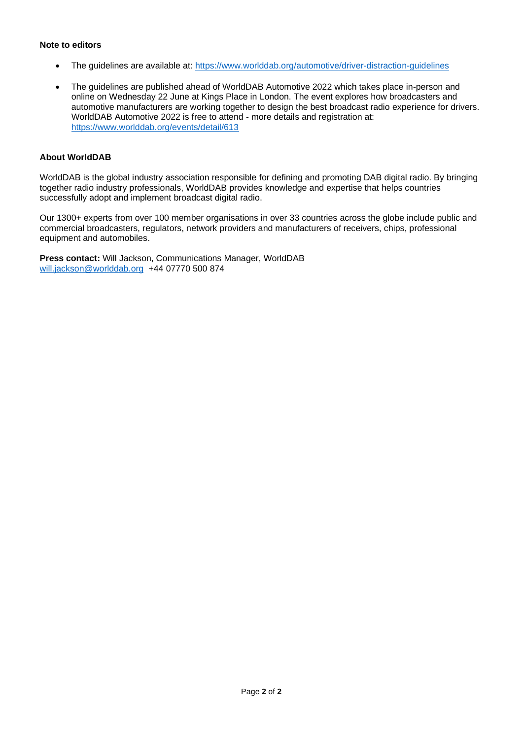**Note to editors**

- The guidelines are available at: https://www.worlddab.org/automotive/driver-distraction-guidelines
- The guidelines are published ahead of WorldDAB Automotive 2022 which takes place in-person and online on Wednesday 22 June at Kings Place in London. The event explores how broadcasters and automotive manufacturers are working together to design the best broadcast radio experience for drivers. WorldDAB Automotive 2022 is free to attend - more details and registration at: https://www.worlddab.org/events/detail/613

**About WorldDAB**

WorldDAB is the global industry association responsible for defining and promoting DAB digital radio. By bringing together radio industry professionals, WorldDAB provides knowledge and expertise that helps countries successfully adopt and implement broadcast digital radio.

Our 1300+ experts from over 100 member organisations in over 33 countries across the globe include public and commercial broadcasters, regulators, network providers and manufacturers of receivers, chips, professional equipment and automobiles.

**Press contact:** Will Jackson, Communications Manager, WorldDAB
will.jackson@worlddab.org +44 07770 500 874